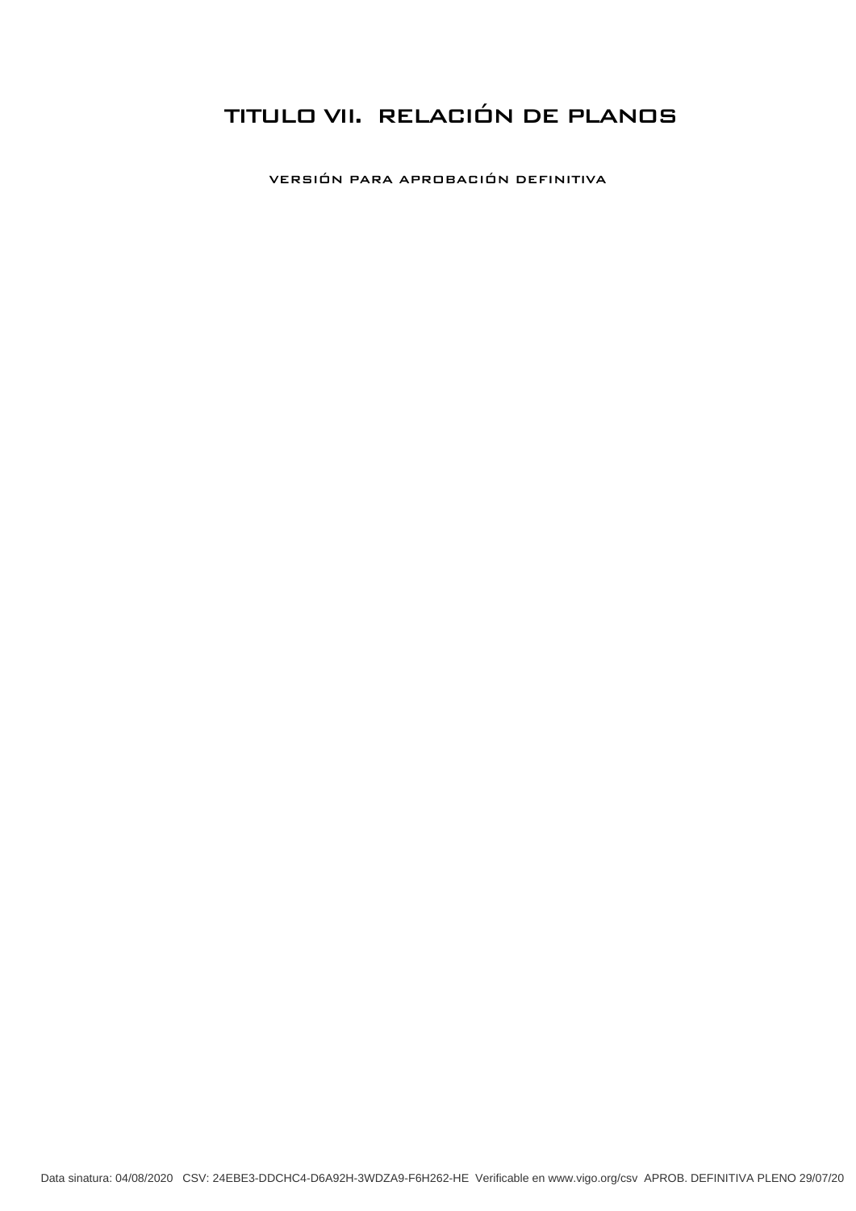# TITULO VII. RELACIÓN DE PLANOS

VERSIÓN PARA APROBACIÓN DEFINITIVA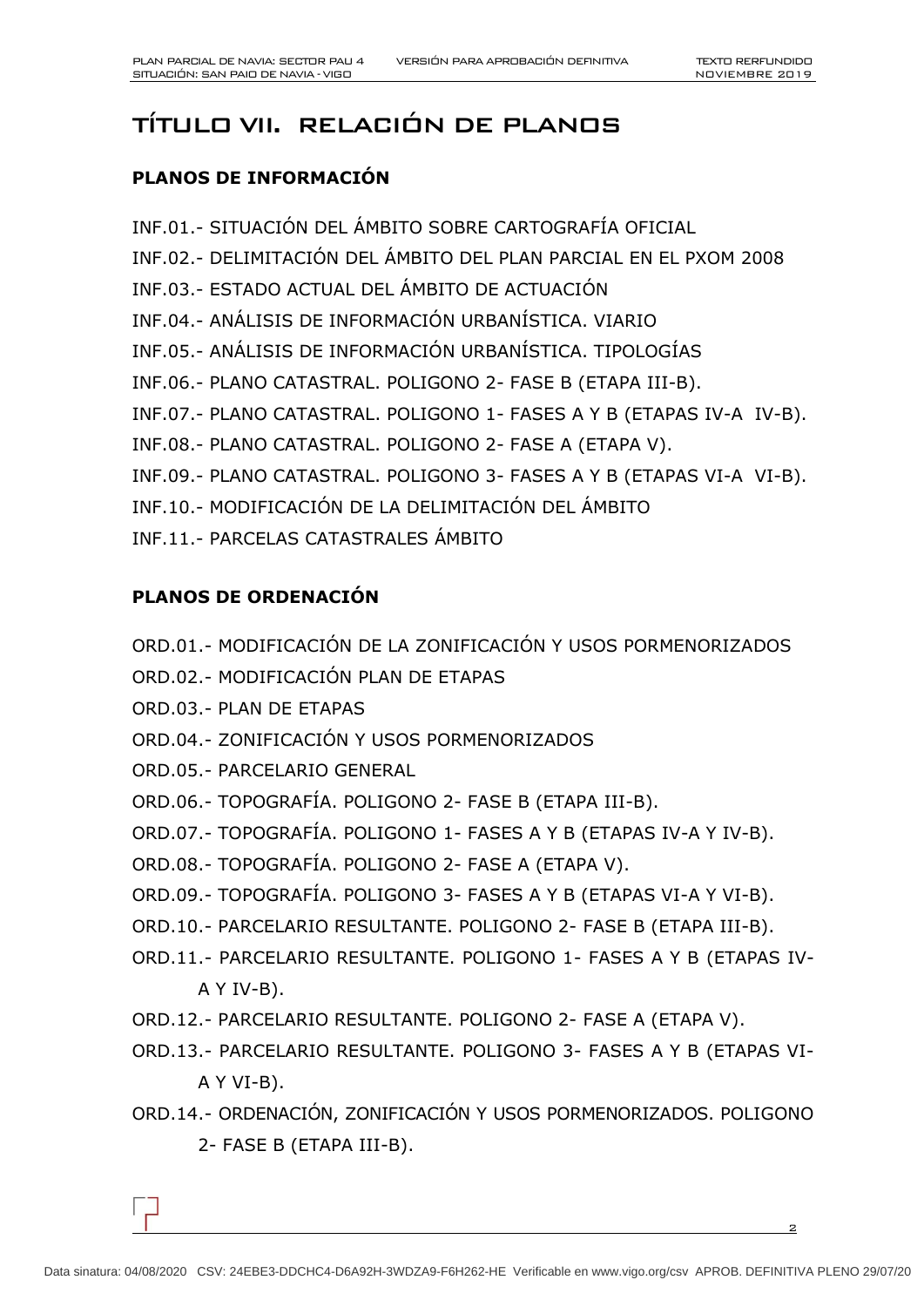# TÍTULO VII. RELACIÓN DE PLANOS

## PLANOS DE INFORMACIÓN

INF.01.- SITUACIÓN DEL ÁMBITO SOBRE CARTOGRAFÍA OFICIAL

INF.02.- DELIMITACIÓN DEL ÁMBITO DEL PLAN PARCIAL EN EL PXOM 2008

INF.03.- ESTADO ACTUAL DEL ÁMBITO DE ACTUACIÓN

INF.04.- ANÁLISIS DE INFORMACIÓN URBANÍSTICA. VIARIO

INF.05.- ANÁLISIS DE INFORMACIÓN URBANÍSTICA. TIPOLOGÍAS

INF.06.- PLANO CATASTRAL. POLIGONO 2- FASE B (ETAPA III-B).

INF.07.- PLANO CATASTRAL. POLIGONO 1- FASES A Y B (ETAPAS IV-A IV-B).

INF.08.- PLANO CATASTRAL. POLIGONO 2- FASE A (ETAPA V).

INF.09.- PLANO CATASTRAL. POLIGONO 3- FASES A Y B (ETAPAS VI-A VI-B).

INF.10.- MODIFICACIÓN DE LA DELIMITACIÓN DEL ÁMBITO

INF.11.- PARCELAS CATASTRALES ÁMBITO

## PLANOS DE ORDENACIÓN

ORD.01.- MODIFICACIÓN DE LA ZONIFICACIÓN Y USOS PORMENORIZADOS

ORD.02.- MODIFICACIÓN PLAN DE ETAPAS

ORD.03.- PLAN DE ETAPAS

ORD.04.- ZONIFICACIÓN Y USOS PORMENORIZADOS

ORD.05.- PARCELARIO GENERAL

ORD.06.- TOPOGRAFÍA. POLIGONO 2- FASE B (ETAPA III-B).

ORD.07.- TOPOGRAFÍA. POLIGONO 1- FASES A Y B (ETAPAS IV-A Y IV-B).

ORD.08.- TOPOGRAFÍA. POLIGONO 2- FASE A (ETAPA V).

ORD.09.- TOPOGRAFÍA. POLIGONO 3- FASES A Y B (ETAPAS VI-A Y VI-B).

ORD.10.- PARCELARIO RESULTANTE. POLIGONO 2- FASE B (ETAPA III-B).

ORD.11.- PARCELARIO RESULTANTE. POLIGONO 1- FASES A Y B (ETAPAS IV-A Y IV-B).

ORD.12.- PARCELARIO RESULTANTE. POLIGONO 2- FASE A (ETAPA V).

ORD.13.- PARCELARIO RESULTANTE. POLIGONO 3- FASES A Y B (ETAPAS VI-A Y VI-B).

ORD.14.- ORDENACIÓN, ZONIFICACIÓN Y USOS PORMENORIZADOS. POLIGONO 2- FASE B (ETAPA III-B).

Data sinatura: 04/08/2020 CSV: 24EBE3-DDCHC4-D6A92H-3WDZA9-F6H262-HE Verificable en www.vigo.org/csv APROB. DEFINITIVA PLENO 29/07/20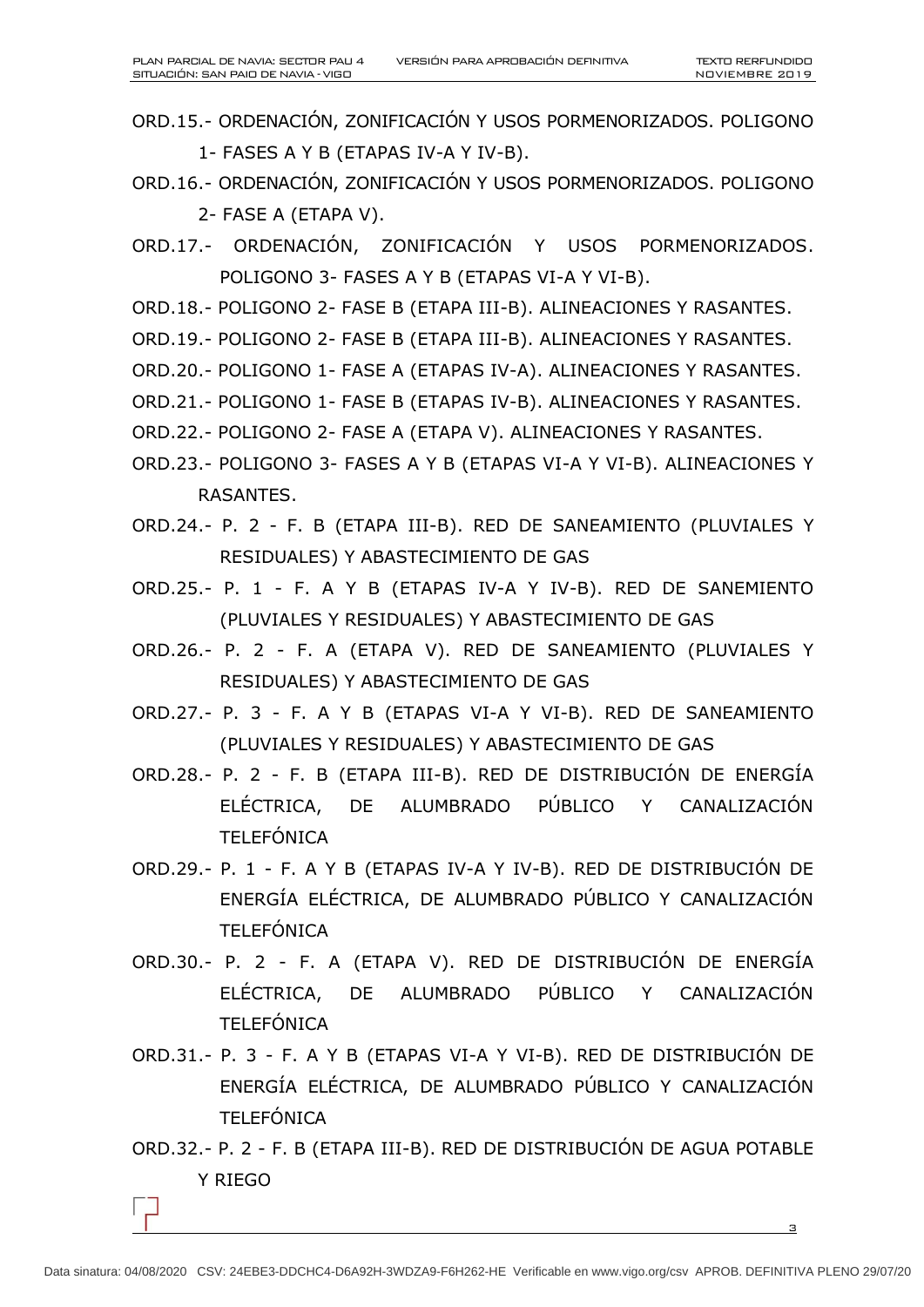ORD.15.- ORDENACIÓN, ZONIFICACIÓN Y USOS PORMENORIZADOS. POLIGONO 1- FASES A Y B (ETAPAS IV-A Y IV-B).

ORD.16.- ORDENACIÓN, ZONIFICACIÓN Y USOS PORMENORIZADOS. POLIGONO 2- FASE A (ETAPA V).

ORD.17.- ORDENACIÓN, ZONIFICACIÓN Y USOS PORMENORIZADOS. POLIGONO 3- FASES A Y B (ETAPAS VI-A Y VI-B).

ORD.18.- POLIGONO 2- FASE B (ETAPA III-B). ALINEACIONES Y RASANTES.

ORD.19.- POLIGONO 2- FASE B (ETAPA III-B). ALINEACIONES Y RASANTES.

ORD.20.- POLIGONO 1- FASE A (ETAPAS IV-A). ALINEACIONES Y RASANTES.

ORD.21.- POLIGONO 1- FASE B (ETAPAS IV-B). ALINEACIONES Y RASANTES.

ORD.22.- POLIGONO 2- FASE A (ETAPA V). ALINEACIONES Y RASANTES.

ORD.23.- POLIGONO 3- FASES A Y B (ETAPAS VI-A Y VI-B). ALINEACIONES Y RASANTES.

ORD.24.- P. 2 - F. B (ETAPA III-B). RED DE SANEAMIENTO (PLUVIALES Y RESIDUALES) Y ABASTECIMIENTO DE GAS

ORD.25.- P. 1 - F. A Y B (ETAPAS IV-A Y IV-B). RED DE SANEMIENTO (PLUVIALES Y RESIDUALES) Y ABASTECIMIENTO DE GAS

ORD.26.- P. 2 - F. A (ETAPA V). RED DE SANEAMIENTO (PLUVIALES Y RESIDUALES) Y ABASTECIMIENTO DE GAS

ORD.27.- P. 3 - F. A Y B (ETAPAS VI-A Y VI-B). RED DE SANEAMIENTO (PLUVIALES Y RESIDUALES) Y ABASTECIMIENTO DE GAS

ORD.28.- P. 2 - F. B (ETAPA III-B). RED DE DISTRIBUCIÓN DE ENERGÍA ELÉCTRICA, DE ALUMBRADO PÚBLICO Y CANALIZACIÓN TELEFÓNICA

ORD.29.- P. 1 - F. A Y B (ETAPAS IV-A Y IV-B). RED DE DISTRIBUCIÓN DE ENERGÍA ELÉCTRICA, DE ALUMBRADO PÚBLICO Y CANALIZACIÓN TELEFÓNICA

ORD.30.- P. 2 - F. A (ETAPA V). RED DE DISTRIBUCIÓN DE ENERGÍA ELÉCTRICA, DE ALUMBRADO PÚBLICO Y CANALIZACIÓN TELEFÓNICA

ORD.31.- P. 3 - F. A Y B (ETAPAS VI-A Y VI-B). RED DE DISTRIBUCIÓN DE ENERGÍA ELÉCTRICA, DE ALUMBRADO PÚBLICO Y CANALIZACIÓN TELEFÓNICA

ORD.32.- P. 2 - F. B (ETAPA III-B). RED DE DISTRIBUCIÓN DE AGUA POTABLE Y RIEGO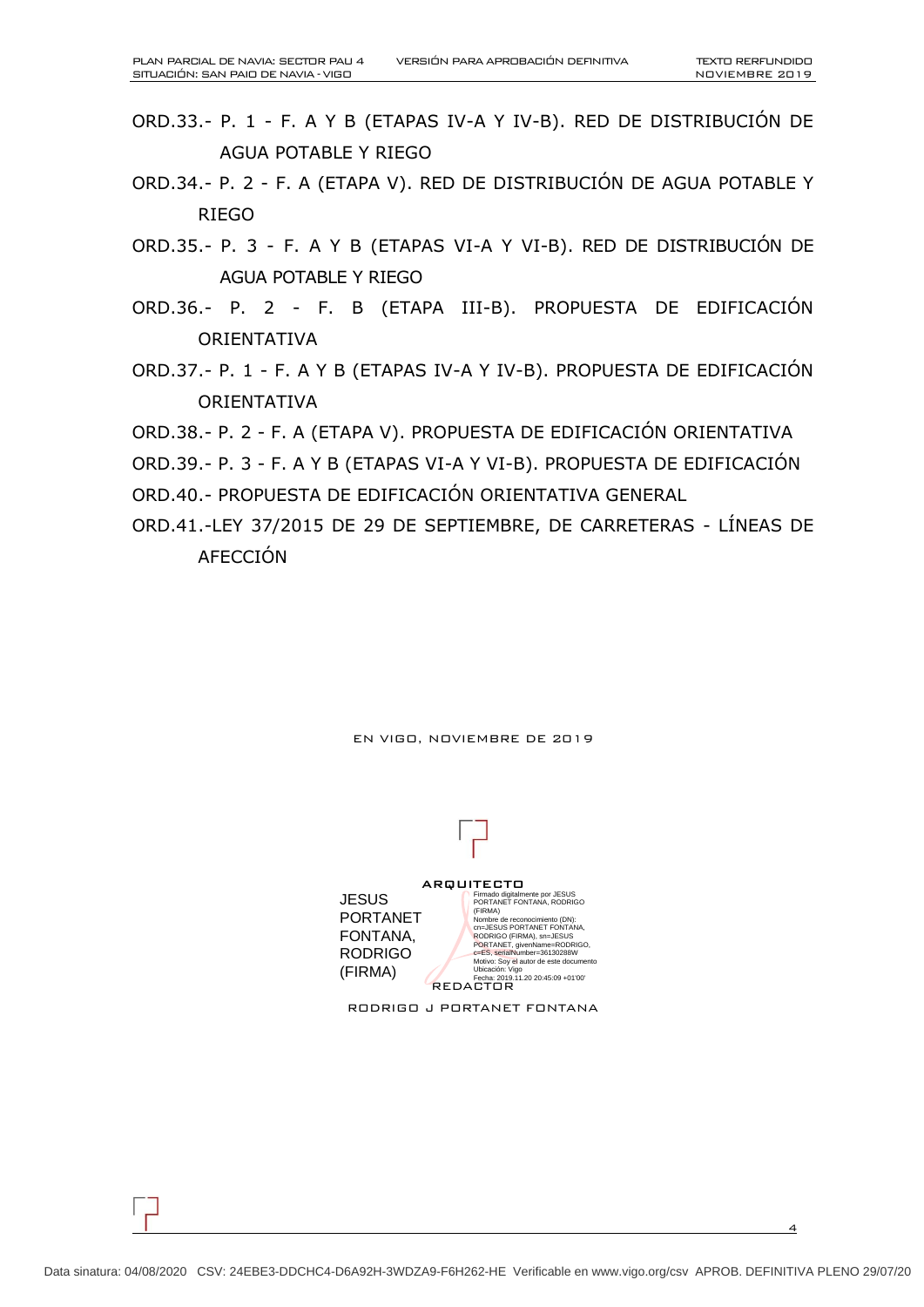ORD.33.- P. 1 - F. A Y B (ETAPAS IV-A Y IV-B). RED DE DISTRIBUCIÓN DE AGUA POTABLE Y RIEGO

ORD.34.- P. 2 - F. A (ETAPA V). RED DE DISTRIBUCIÓN DE AGUA POTABLE Y RIEGO

ORD.35.- P. 3 - F. A Y B (ETAPAS VI-A Y VI-B). RED DE DISTRIBUCIÓN DE AGUA POTABLE Y RIEGO

ORD.36.- P. 2 - F. B (ETAPA III-B). PROPUESTA DE EDIFICACIÓN ORIENTATIVA

ORD.37.- P. 1 - F. A Y B (ETAPAS IV-A Y IV-B). PROPUESTA DE EDIFICACIÓN ORIENTATIVA

ORD.38.- P. 2 - F. A (ETAPA V). PROPUESTA DE EDIFICACIÓN ORIENTATIVA

ORD.39.- P. 3 - F. A Y B (ETAPAS VI-A Y VI-B). PROPUESTA DE EDIFICACIÓN

ORD.40.- PROPUESTA DE EDIFICACIÓN ORIENTATIVA GENERAL

ORD.41.-LEY 37/2015 DE 29 DE SEPTIEMBRE, DE CARRETERAS - LÍNEAS DE AFECCIÓN

EN VIGO, NOVIEMBRE DE 2019

ARQUITECTO

JESUS PORTANET FONTANA, RODRIGO (FIRMA)

Firmado digitalmente por JESUS PORTANET FONTANA, RODRIGO (FIRMA)
Nombre de reconocimiento (DN): cn=JESUS PORTANET FONTANA, RODRIGO (FIRMA), sn=JESUS PORTANET, givenName=RODRIGO, c=ES, serialNumber=36130288W
Motivo: Soy el autor de este documento
Ubicación: Vigo
Fecha: 2019.11.20 20:45:09 +01'00'

REDACTOR

RODRIGO J PORTANET FONTANA

Data sinatura: 04/08/2020 CSV: 24EBE3-DDCHC4-D6A92H-3WDZA9-F6H262-HE Verificable en www.vigo.org/csv APROB. DEFINITIVA PLENO 29/07/20